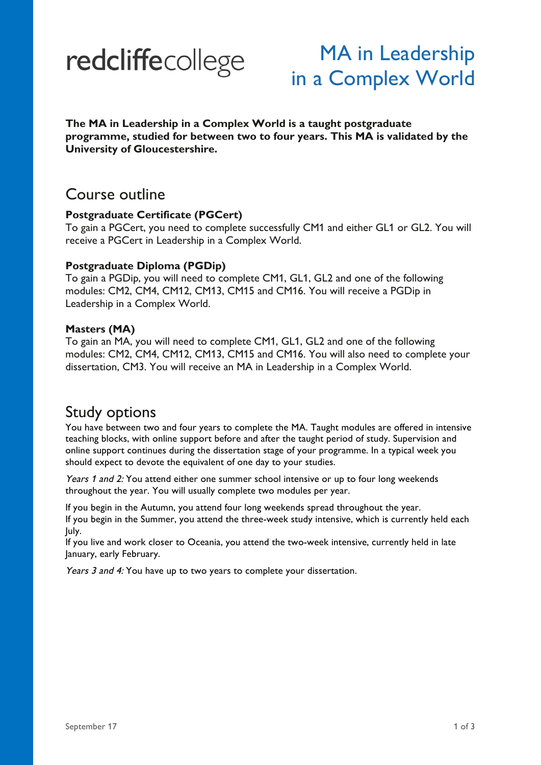redcliffecollege

# MA in Leadership in a Complex World

**The MA in Leadership in a Complex World is a taught postgraduate programme, studied for between two to four years. This MA is validated by the University of Gloucestershire.**

## Course outline

### Postgraduate Certificate (PGCert)

To gain a PGCert, you need to complete successfully CM1 and either GL1 or GL2. You will receive a PGCert in Leadership in a Complex World.

### Postgraduate Diploma (PGDip)

To gain a PGDip, you will need to complete CM1, GL1, GL2 and one of the following modules: CM2, CM4, CM12, CM13, CM15 and CM16. You will receive a PGDip in Leadership in a Complex World.

### Masters (MA)

To gain an MA, you will need to complete CM1, GL1, GL2 and one of the following modules: CM2, CM4, CM12, CM13, CM15 and CM16. You will also need to complete your dissertation, CM3. You will receive an MA in Leadership in a Complex World.

## Study options

You have between two and four years to complete the MA. Taught modules are offered in intensive teaching blocks, with online support before and after the taught period of study. Supervision and online support continues during the dissertation stage of your programme. In a typical week you should expect to devote the equivalent of one day to your studies.

*Years 1 and 2:* You attend either one summer school intensive or up to four long weekends throughout the year. You will usually complete two modules per year.

If you begin in the Autumn, you attend four long weekends spread throughout the year.
If you begin in the Summer, you attend the three-week study intensive, which is currently held each July.
If you live and work closer to Oceania, you attend the two-week intensive, currently held in late January, early February.

*Years 3 and 4:* You have up to two years to complete your dissertation.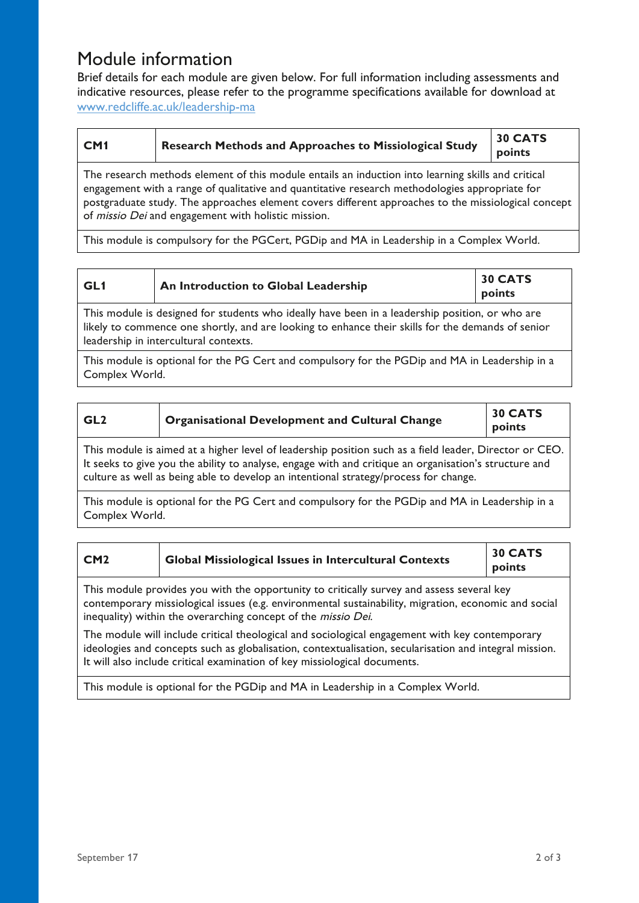# Module information

Brief details for each module are given below. For full information including assessments and indicative resources, please refer to the programme specifications available for download at www.redcliffe.ac.uk/leadership-ma

| **CM1** | **Research Methods and Approaches to Missiological Study** | **30 CATS points** |
|---|---|---|
| The research methods element of this module entails an induction into learning skills and critical engagement with a range of qualitative and quantitative research methodologies appropriate for postgraduate study. The approaches element covers different approaches to the missiological concept of *missio Dei* and engagement with holistic mission. | | |
| This module is compulsory for the PGCert, PGDip and MA in Leadership in a Complex World. | | |

| **GL1** | **An Introduction to Global Leadership** | **30 CATS points** |
|---|---|---|
| This module is designed for students who ideally have been in a leadership position, or who are likely to commence one shortly, and are looking to enhance their skills for the demands of senior leadership in intercultural contexts. | | |
| This module is optional for the PG Cert and compulsory for the PGDip and MA in Leadership in a Complex World. | | |

| **GL2** | **Organisational Development and Cultural Change** | **30 CATS points** |
|---|---|---|
| This module is aimed at a higher level of leadership position such as a field leader, Director or CEO. It seeks to give you the ability to analyse, engage with and critique an organisation's structure and culture as well as being able to develop an intentional strategy/process for change. | | |
| This module is optional for the PG Cert and compulsory for the PGDip and MA in Leadership in a Complex World. | | |

| **CM2** | **Global Missiological Issues in Intercultural Contexts** | **30 CATS points** |
|---|---|---|
| This module provides you with the opportunity to critically survey and assess several key contemporary missiological issues (e.g. environmental sustainability, migration, economic and social inequality) within the overarching concept of the *missio Dei*. The module will include critical theological and sociological engagement with key contemporary ideologies and concepts such as globalisation, contextualisation, secularisation and integral mission. It will also include critical examination of key missiological documents. | | |
| This module is optional for the PGDip and MA in Leadership in a Complex World. | | |

September 17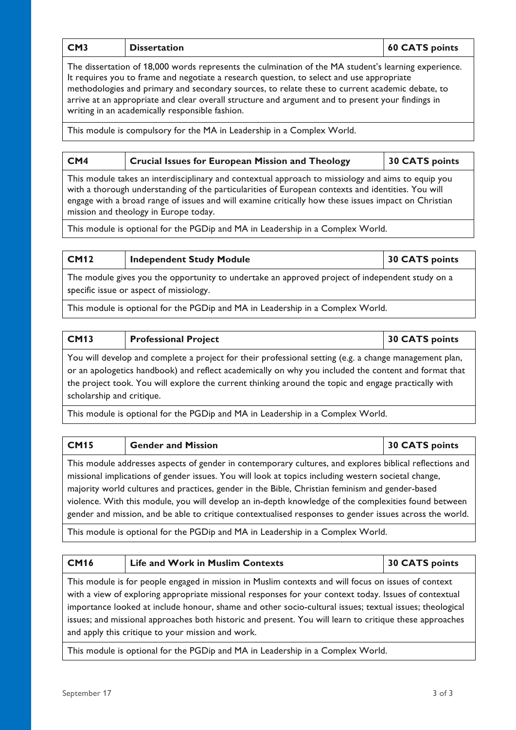| CM3 | Dissertation | 60 CATS points |
|---|---|---|
| The dissertation of 18,000 words represents the culmination of the MA student's learning experience. It requires you to frame and negotiate a research question, to select and use appropriate methodologies and primary and secondary sources, to relate these to current academic debate, to arrive at an appropriate and clear overall structure and argument and to present your findings in writing in an academically responsible fashion. | | |
| This module is compulsory for the MA in Leadership in a Complex World. | | |

| CM4 | Crucial Issues for European Mission and Theology | 30 CATS points |
|---|---|---|
| This module takes an interdisciplinary and contextual approach to missiology and aims to equip you with a thorough understanding of the particularities of European contexts and identities. You will engage with a broad range of issues and will examine critically how these issues impact on Christian mission and theology in Europe today. | | |
| This module is optional for the PGDip and MA in Leadership in a Complex World. | | |

| CM12 | Independent Study Module | 30 CATS points |
|---|---|---|
| The module gives you the opportunity to undertake an approved project of independent study on a specific issue or aspect of missiology. | | |
| This module is optional for the PGDip and MA in Leadership in a Complex World. | | |

| CM13 | Professional Project | 30 CATS points |
|---|---|---|
| You will develop and complete a project for their professional setting (e.g. a change management plan, or an apologetics handbook) and reflect academically on why you included the content and format that the project took. You will explore the current thinking around the topic and engage practically with scholarship and critique. | | |
| This module is optional for the PGDip and MA in Leadership in a Complex World. | | |

| CM15 | Gender and Mission | 30 CATS points |
|---|---|---|
| This module addresses aspects of gender in contemporary cultures, and explores biblical reflections and missional implications of gender issues. You will look at topics including western societal change, majority world cultures and practices, gender in the Bible, Christian feminism and gender-based violence. With this module, you will develop an in-depth knowledge of the complexities found between gender and mission, and be able to critique contextualised responses to gender issues across the world. | | |
| This module is optional for the PGDip and MA in Leadership in a Complex World. | | |

| CM16 | Life and Work in Muslim Contexts | 30 CATS points |
|---|---|---|
| This module is for people engaged in mission in Muslim contexts and will focus on issues of context with a view of exploring appropriate missional responses for your context today. Issues of contextual importance looked at include honour, shame and other socio-cultural issues; textual issues; theological issues; and missional approaches both historic and present. You will learn to critique these approaches and apply this critique to your mission and work. | | |
| This module is optional for the PGDip and MA in Leadership in a Complex World. | | |